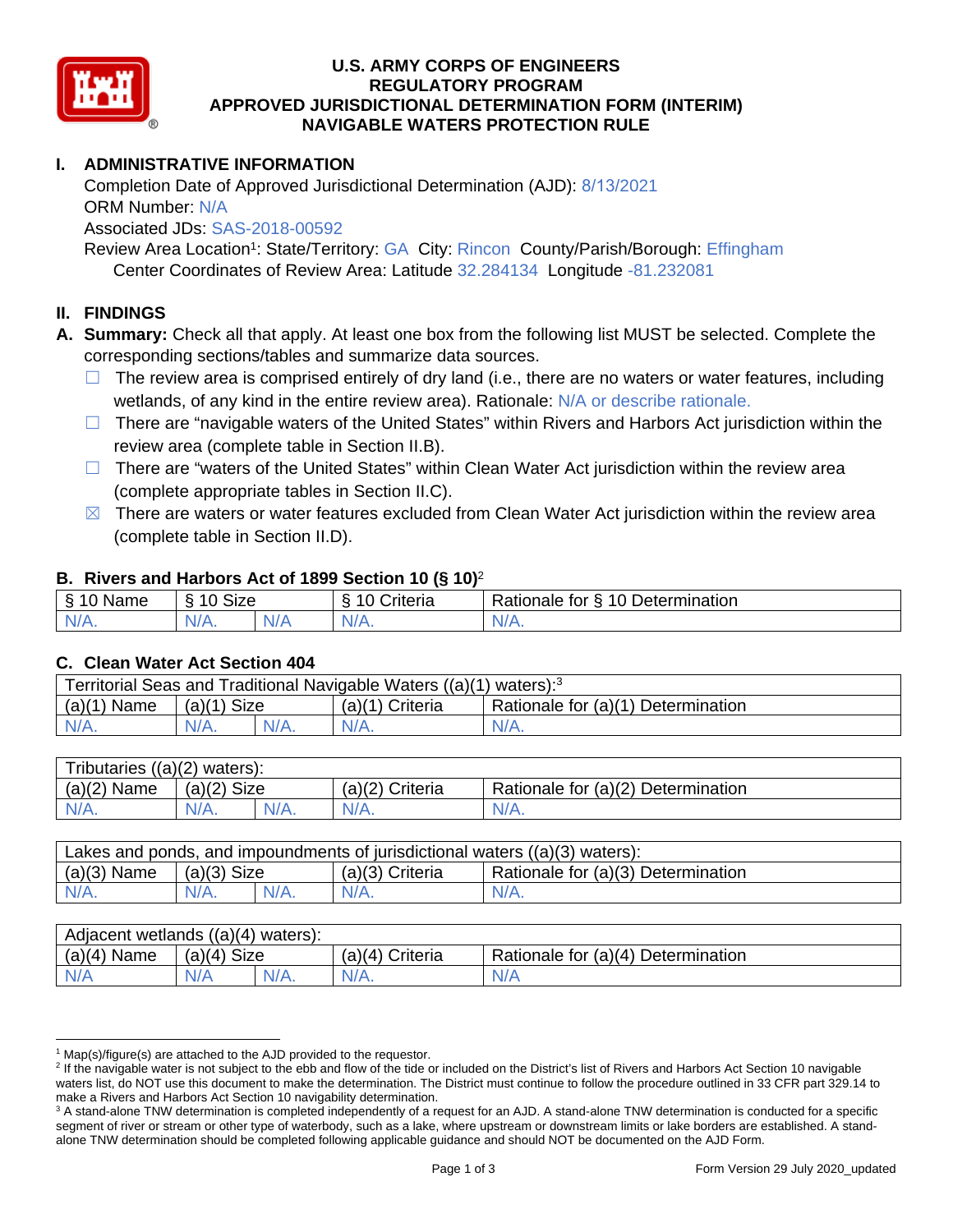# U.S. ARMY CORPS OF ENGINEERS
# REGULATORY PROGRAM
# APPROVED JURISDICTIONAL DETERMINATION FORM (INTERIM)
# NAVIGABLE WATERS PROTECTION RULE

## I. ADMINISTRATIVE INFORMATION

Completion Date of Approved Jurisdictional Determination (AJD): 8/13/2021
ORM Number: N/A
Associated JDs: SAS-2018-00592
Review Area Location[1]: State/Territory: GA City: Rincon County/Parish/Borough: Effingham
Center Coordinates of Review Area: Latitude 32.284134 Longitude -81.232081

## II. FINDINGS

**A. Summary:** Check all that apply. At least one box from the following list MUST be selected. Complete the corresponding sections/tables and summarize data sources.

- ☐ The review area is comprised entirely of dry land (i.e., there are no waters or water features, including wetlands, of any kind in the entire review area). Rationale: N/A or describe rationale.
- ☐ There are "navigable waters of the United States" within Rivers and Harbors Act jurisdiction within the review area (complete table in Section II.B).
- ☐ There are "waters of the United States" within Clean Water Act jurisdiction within the review area (complete appropriate tables in Section II.C).
- ☒ There are waters or water features excluded from Clean Water Act jurisdiction within the review area (complete table in Section II.D).

### B. Rivers and Harbors Act of 1899 Section 10 (§ 10)[2]

| § 10 Name | § 10 Size | | § 10 Criteria | Rationale for § 10 Determination |
|---|---|---|---|---|
| N/A. | N/A. | N/A | N/A. | N/A. |

### C. Clean Water Act Section 404

| Territorial Seas and Traditional Navigable Waters ((a)(1) waters):[3] | | | | |
|---|---|---|---|---|
| (a)(1) Name | (a)(1) Size | | (a)(1) Criteria | Rationale for (a)(1) Determination |
| N/A. | N/A. | N/A. | N/A. | N/A. |

| Tributaries ((a)(2) waters): | | | | |
|---|---|---|---|---|
| (a)(2) Name | (a)(2) Size | | (a)(2) Criteria | Rationale for (a)(2) Determination |
| N/A. | N/A. | N/A. | N/A. | N/A. |

| Lakes and ponds, and impoundments of jurisdictional waters ((a)(3) waters): | | | | |
|---|---|---|---|---|
| (a)(3) Name | (a)(3) Size | | (a)(3) Criteria | Rationale for (a)(3) Determination |
| N/A. | N/A. | N/A. | N/A. | N/A. |

| Adjacent wetlands ((a)(4) waters): | | | | |
|---|---|---|---|---|
| (a)(4) Name | (a)(4) Size | | (a)(4) Criteria | Rationale for (a)(4) Determination |
| N/A | N/A | N/A. | N/A. | N/A |

[1] Map(s)/figure(s) are attached to the AJD provided to the requestor.
[2] If the navigable water is not subject to the ebb and flow of the tide or included on the District's list of Rivers and Harbors Act Section 10 navigable waters list, do NOT use this document to make the determination. The District must continue to follow the procedure outlined in 33 CFR part 329.14 to make a Rivers and Harbors Act Section 10 navigability determination.
[3] A stand-alone TNW determination is completed independently of a request for an AJD. A stand-alone TNW determination is conducted for a specific segment of river or stream or other type of waterbody, such as a lake, where upstream or downstream limits or lake borders are established. A stand-alone TNW determination should be completed following applicable guidance and should NOT be documented on the AJD Form.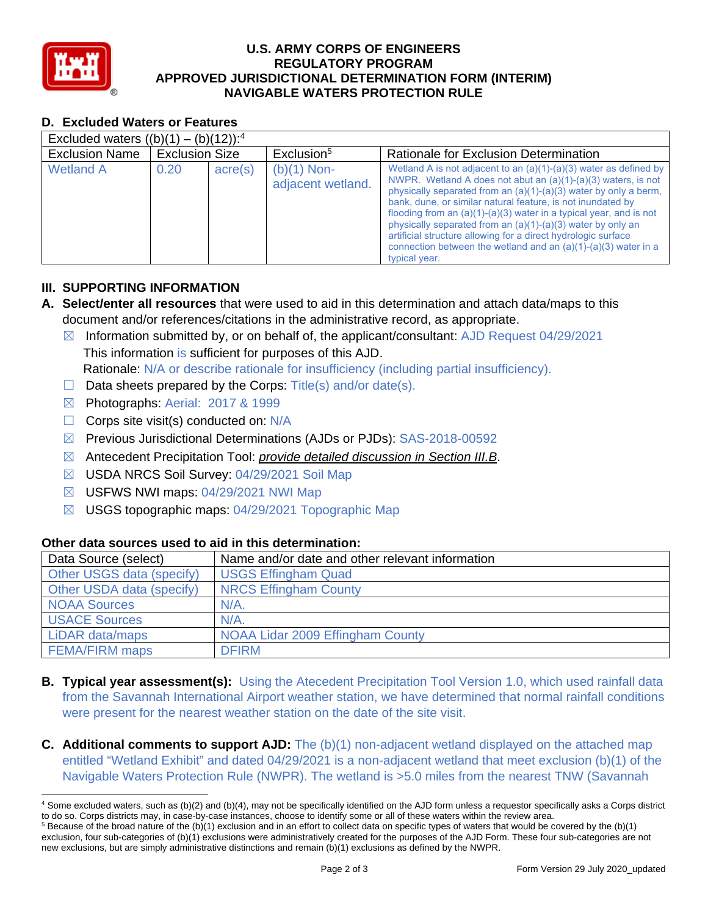# U.S. ARMY CORPS OF ENGINEERS
# REGULATORY PROGRAM
# APPROVED JURISDICTIONAL DETERMINATION FORM (INTERIM)
# NAVIGABLE WATERS PROTECTION RULE

## D. Excluded Waters or Features

| Excluded waters ((b)(1) – (b)(12)):[4] | | | | |
|---|---|---|---|---|
| Exclusion Name | Exclusion Size | | Exclusion[5] | Rationale for Exclusion Determination |
| Wetland A | 0.20 | acre(s) | (b)(1) Non-adjacent wetland. | Wetland A is not adjacent to an (a)(1)-(a)(3) water as defined by NWPR. Wetland A does not abut an (a)(1)-(a)(3) waters, is not physically separated from an (a)(1)-(a)(3) water by only a berm, bank, dune, or similar natural feature, is not inundated by flooding from an (a)(1)-(a)(3) water in a typical year, and is not physically separated from an (a)(1)-(a)(3) water by only an artificial structure allowing for a direct hydrologic surface connection between the wetland and an (a)(1)-(a)(3) water in a typical year. |

## III. SUPPORTING INFORMATION

**A. Select/enter all resources** that were used to aid in this determination and attach data/maps to this document and/or references/citations in the administrative record, as appropriate.

- ☒ Information submitted by, or on behalf of, the applicant/consultant: AJD Request 04/29/2021
  This information is sufficient for purposes of this AJD.
  Rationale: N/A or describe rationale for insufficiency (including partial insufficiency).
- ☐ Data sheets prepared by the Corps: Title(s) and/or date(s).
- ☒ Photographs: Aerial: 2017 & 1999
- ☐ Corps site visit(s) conducted on: N/A
- ☒ Previous Jurisdictional Determinations (AJDs or PJDs): SAS-2018-00592
- ☒ Antecedent Precipitation Tool: *provide detailed discussion in Section III.B*.
- ☒ USDA NRCS Soil Survey: 04/29/2021 Soil Map
- ☒ USFWS NWI maps: 04/29/2021 NWI Map
- ☒ USGS topographic maps: 04/29/2021 Topographic Map

### Other data sources used to aid in this determination:

| Data Source (select) | Name and/or date and other relevant information |
|---|---|
| Other USGS data (specify) | USGS Effingham Quad |
| Other USDA data (specify) | NRCS Effingham County |
| NOAA Sources | N/A. |
| USACE Sources | N/A. |
| LiDAR data/maps | NOAA Lidar 2009 Effingham County |
| FEMA/FIRM maps | DFIRM |

**B. Typical year assessment(s):** Using the Atecedent Precipitation Tool Version 1.0, which used rainfall data from the Savannah International Airport weather station, we have determined that normal rainfall conditions were present for the nearest weather station on the date of the site visit.

**C. Additional comments to support AJD:** The (b)(1) non-adjacent wetland displayed on the attached map entitled "Wetland Exhibit" and dated 04/29/2021 is a non-adjacent wetland that meet exclusion (b)(1) of the Navigable Waters Protection Rule (NWPR). The wetland is >5.0 miles from the nearest TNW (Savannah

---

[4] Some excluded waters, such as (b)(2) and (b)(4), may not be specifically identified on the AJD form unless a requestor specifically asks a Corps district to do so. Corps districts may, in case-by-case instances, choose to identify some or all of these waters within the review area.

[5] Because of the broad nature of the (b)(1) exclusion and in an effort to collect data on specific types of waters that would be covered by the (b)(1) exclusion, four sub-categories of (b)(1) exclusions were administratively created for the purposes of the AJD Form. These four sub-categories are not new exclusions, but are simply administrative distinctions and remain (b)(1) exclusions as defined by the NWPR.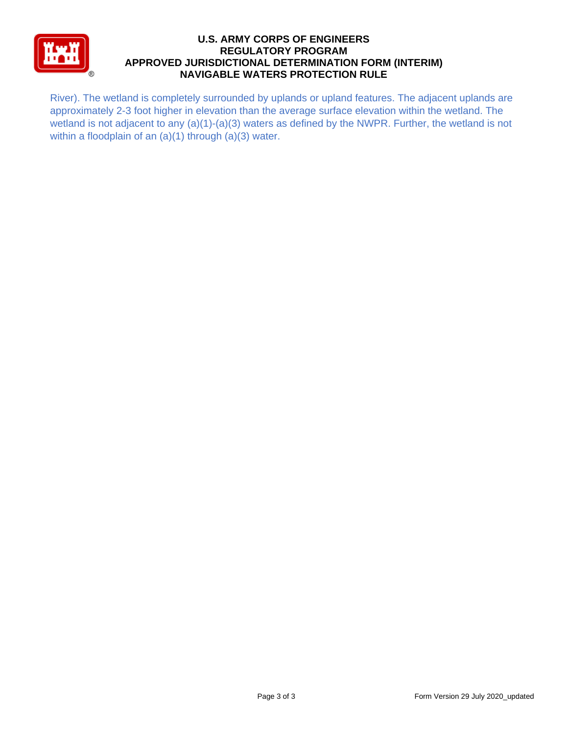River). The wetland is completely surrounded by uplands or upland features. The adjacent uplands are approximately 2-3 foot higher in elevation than the average surface elevation within the wetland. The wetland is not adjacent to any (a)(1)-(a)(3) waters as defined by the NWPR. Further, the wetland is not within a floodplain of an (a)(1) through (a)(3) water.